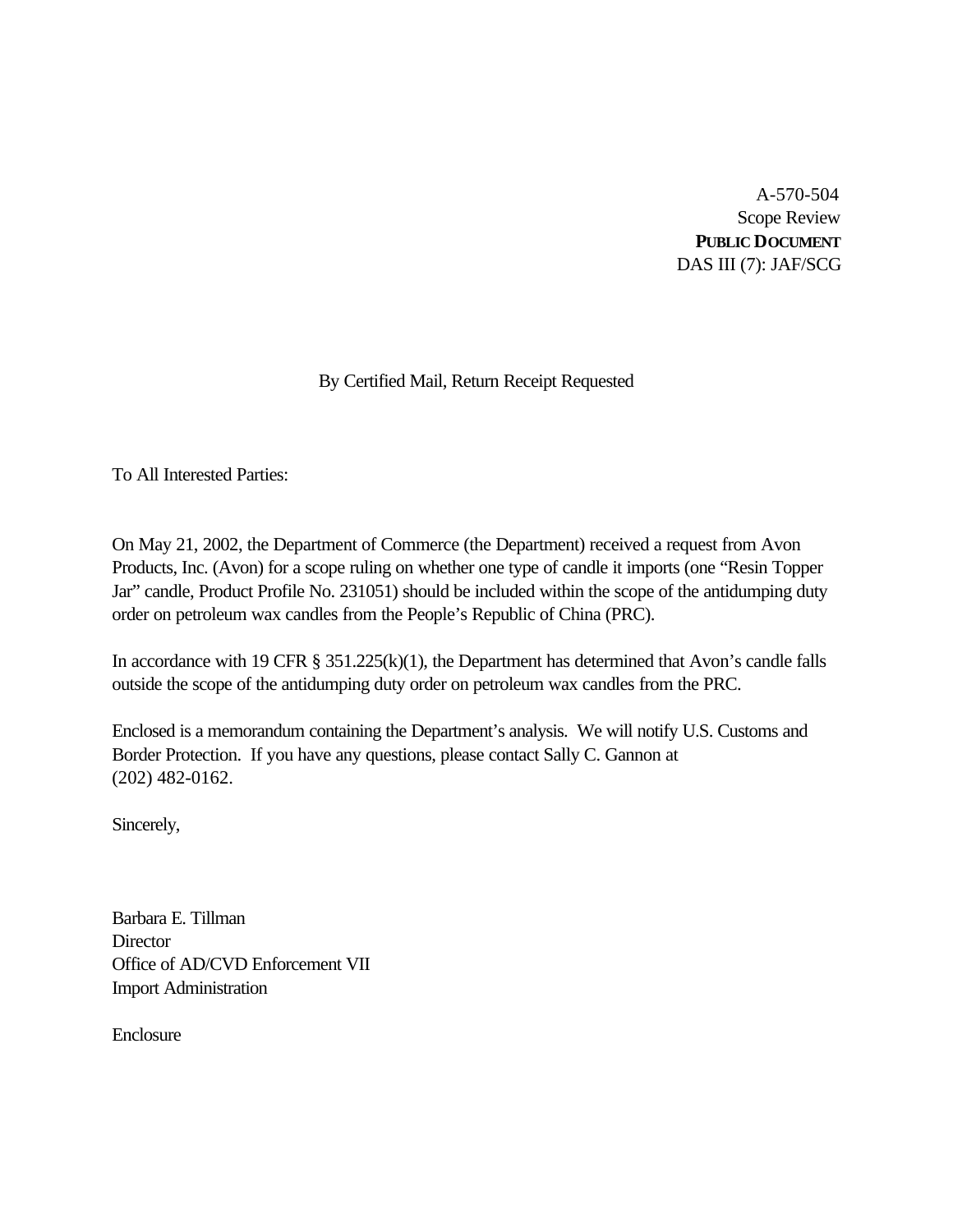A-570-504
Scope Review
**PUBLIC DOCUMENT**
DAS III (7): JAF/SCG

By Certified Mail, Return Receipt Requested

To All Interested Parties:

On May 21, 2002, the Department of Commerce (the Department) received a request from Avon Products, Inc. (Avon) for a scope ruling on whether one type of candle it imports (one "Resin Topper Jar" candle, Product Profile No. 231051) should be included within the scope of the antidumping duty order on petroleum wax candles from the People's Republic of China (PRC).

In accordance with 19 CFR § 351.225(k)(1), the Department has determined that Avon's candle falls outside the scope of the antidumping duty order on petroleum wax candles from the PRC.

Enclosed is a memorandum containing the Department's analysis. We will notify U.S. Customs and Border Protection. If you have any questions, please contact Sally C. Gannon at (202) 482-0162.

Sincerely,

Barbara E. Tillman
Director
Office of AD/CVD Enforcement VII
Import Administration

Enclosure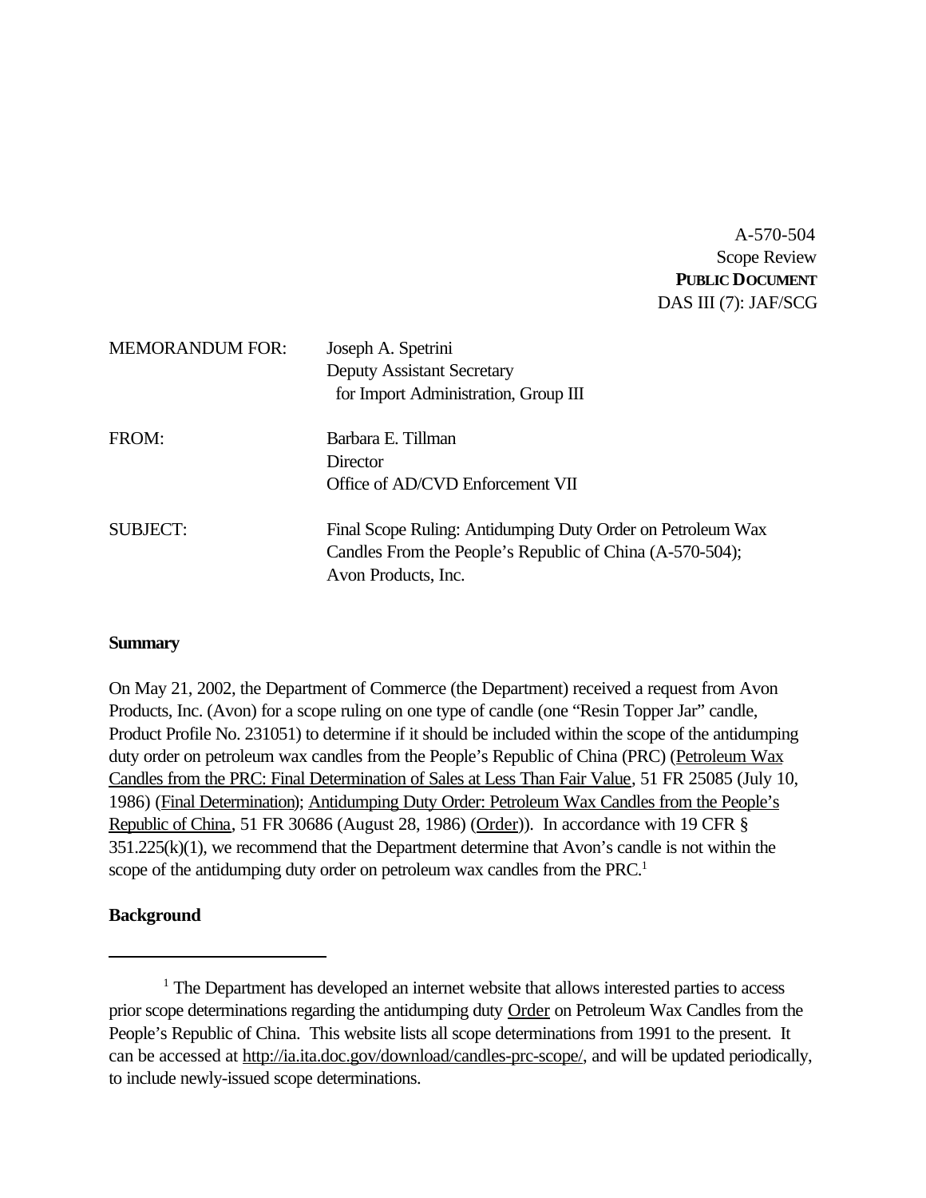A-570-504
Scope Review
**PUBLIC DOCUMENT**
DAS III (7): JAF/SCG

| | |
|---|---|
| MEMORANDUM FOR: | Joseph A. Spetrini<br>Deputy Assistant Secretary<br>for Import Administration, Group III |
| FROM: | Barbara E. Tillman<br>Director<br>Office of AD/CVD Enforcement VII |
| SUBJECT: | Final Scope Ruling: Antidumping Duty Order on Petroleum Wax Candles From the People's Republic of China (A-570-504); Avon Products, Inc. |

**Summary**

On May 21, 2002, the Department of Commerce (the Department) received a request from Avon Products, Inc. (Avon) for a scope ruling on one type of candle (one "Resin Topper Jar" candle, Product Profile No. 231051) to determine if it should be included within the scope of the antidumping duty order on petroleum wax candles from the People's Republic of China (PRC) (Petroleum Wax Candles from the PRC: Final Determination of Sales at Less Than Fair Value, 51 FR 25085 (July 10, 1986) (Final Determination); Antidumping Duty Order: Petroleum Wax Candles from the People's Republic of China, 51 FR 30686 (August 28, 1986) (Order)). In accordance with 19 CFR § 351.225(k)(1), we recommend that the Department determine that Avon's candle is not within the scope of the antidumping duty order on petroleum wax candles from the PRC.[1]

**Background**

[1] The Department has developed an internet website that allows interested parties to access prior scope determinations regarding the antidumping duty Order on Petroleum Wax Candles from the People's Republic of China. This website lists all scope determinations from 1991 to the present. It can be accessed at http://ia.ita.doc.gov/download/candles-prc-scope/, and will be updated periodically, to include newly-issued scope determinations.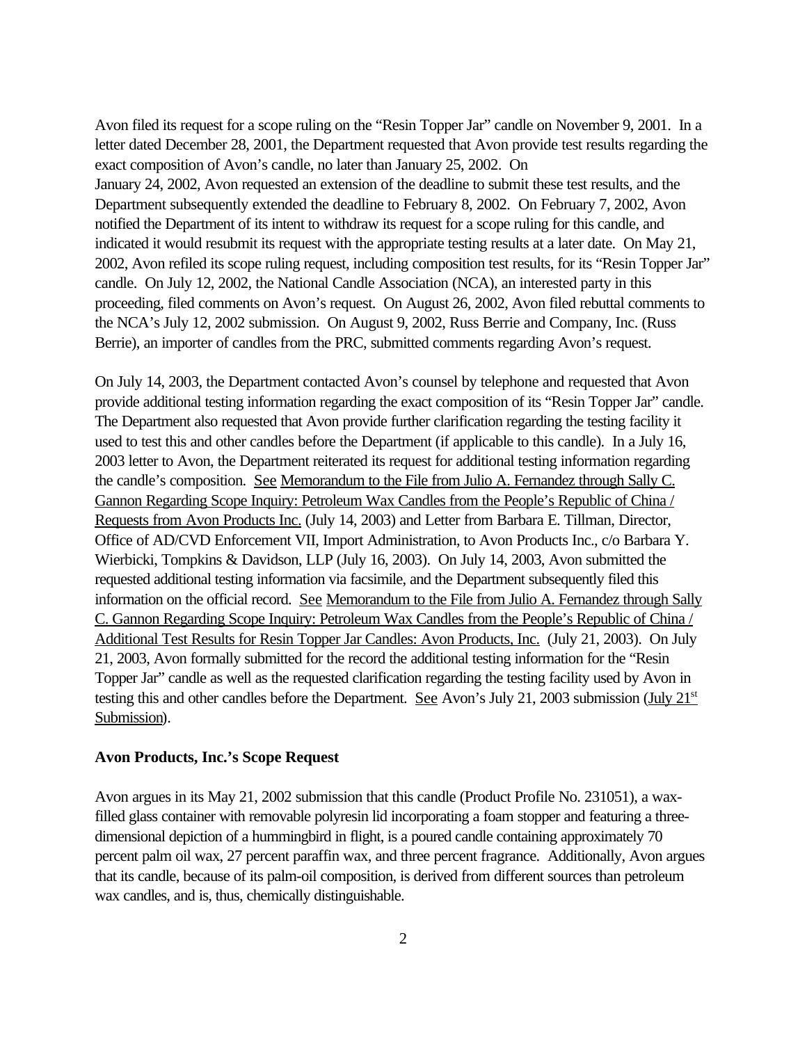Avon filed its request for a scope ruling on the "Resin Topper Jar" candle on November 9, 2001. In a letter dated December 28, 2001, the Department requested that Avon provide test results regarding the exact composition of Avon's candle, no later than January 25, 2002. On January 24, 2002, Avon requested an extension of the deadline to submit these test results, and the Department subsequently extended the deadline to February 8, 2002. On February 7, 2002, Avon notified the Department of its intent to withdraw its request for a scope ruling for this candle, and indicated it would resubmit its request with the appropriate testing results at a later date. On May 21, 2002, Avon refiled its scope ruling request, including composition test results, for its "Resin Topper Jar" candle. On July 12, 2002, the National Candle Association (NCA), an interested party in this proceeding, filed comments on Avon's request. On August 26, 2002, Avon filed rebuttal comments to the NCA's July 12, 2002 submission. On August 9, 2002, Russ Berrie and Company, Inc. (Russ Berrie), an importer of candles from the PRC, submitted comments regarding Avon's request.

On July 14, 2003, the Department contacted Avon's counsel by telephone and requested that Avon provide additional testing information regarding the exact composition of its "Resin Topper Jar" candle. The Department also requested that Avon provide further clarification regarding the testing facility it used to test this and other candles before the Department (if applicable to this candle). In a July 16, 2003 letter to Avon, the Department reiterated its request for additional testing information regarding the candle's composition. See Memorandum to the File from Julio A. Fernandez through Sally C. Gannon Regarding Scope Inquiry: Petroleum Wax Candles from the People's Republic of China / Requests from Avon Products Inc. (July 14, 2003) and Letter from Barbara E. Tillman, Director, Office of AD/CVD Enforcement VII, Import Administration, to Avon Products Inc., c/o Barbara Y. Wierbicki, Tompkins & Davidson, LLP (July 16, 2003). On July 14, 2003, Avon submitted the requested additional testing information via facsimile, and the Department subsequently filed this information on the official record. See Memorandum to the File from Julio A. Fernandez through Sally C. Gannon Regarding Scope Inquiry: Petroleum Wax Candles from the People's Republic of China / Additional Test Results for Resin Topper Jar Candles: Avon Products, Inc. (July 21, 2003). On July 21, 2003, Avon formally submitted for the record the additional testing information for the "Resin Topper Jar" candle as well as the requested clarification regarding the testing facility used by Avon in testing this and other candles before the Department. See Avon's July 21, 2003 submission (July 21st Submission).

**Avon Products, Inc.'s Scope Request**

Avon argues in its May 21, 2002 submission that this candle (Product Profile No. 231051), a wax-filled glass container with removable polyresin lid incorporating a foam stopper and featuring a three-dimensional depiction of a hummingbird in flight, is a poured candle containing approximately 70 percent palm oil wax, 27 percent paraffin wax, and three percent fragrance. Additionally, Avon argues that its candle, because of its palm-oil composition, is derived from different sources than petroleum wax candles, and is, thus, chemically distinguishable.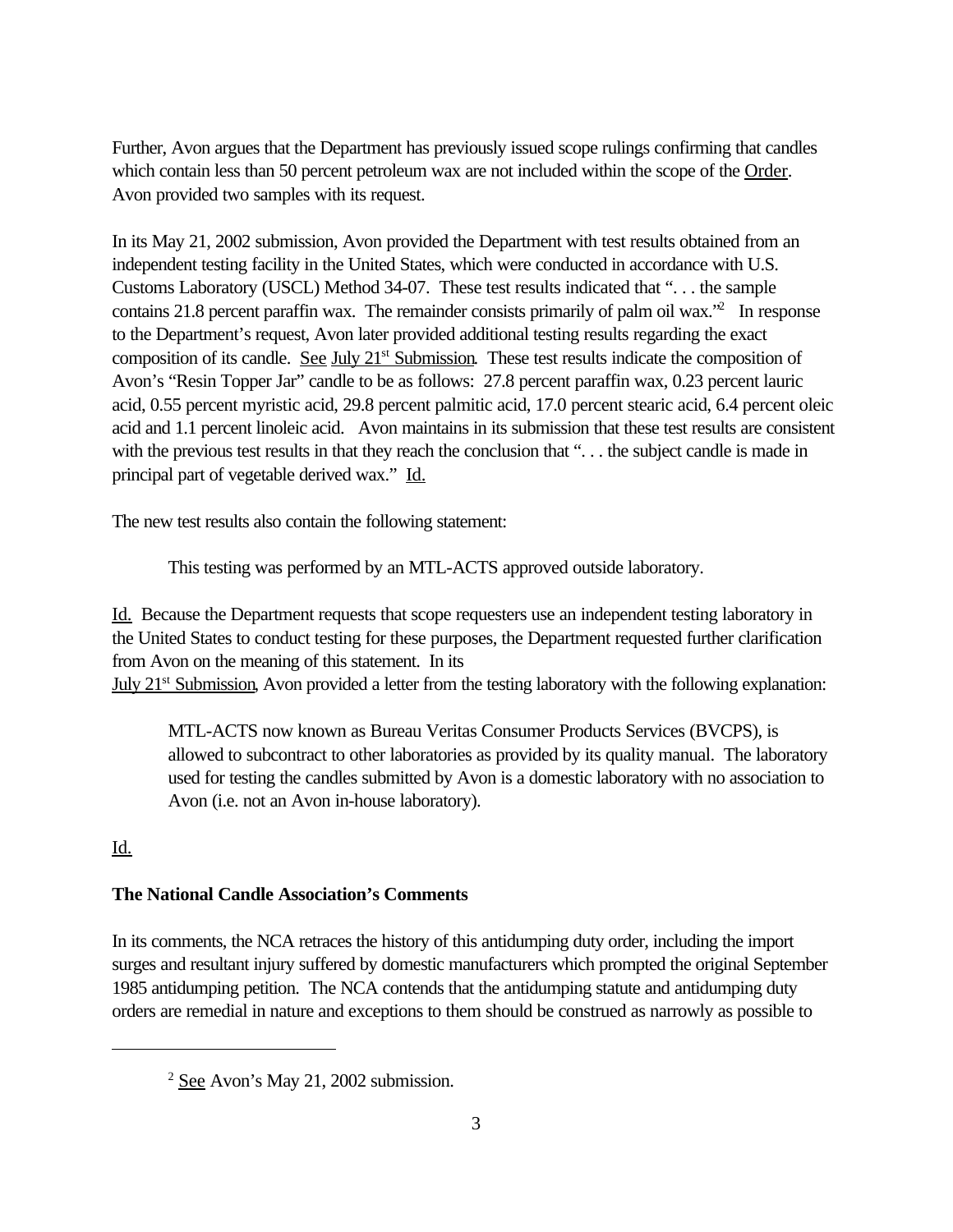Further, Avon argues that the Department has previously issued scope rulings confirming that candles which contain less than 50 percent petroleum wax are not included within the scope of the Order. Avon provided two samples with its request.

In its May 21, 2002 submission, Avon provided the Department with test results obtained from an independent testing facility in the United States, which were conducted in accordance with U.S. Customs Laboratory (USCL) Method 34-07. These test results indicated that ". . . the sample contains 21.8 percent paraffin wax. The remainder consists primarily of palm oil wax."[2] In response to the Department's request, Avon later provided additional testing results regarding the exact composition of its candle. See July 21st Submission. These test results indicate the composition of Avon's "Resin Topper Jar" candle to be as follows: 27.8 percent paraffin wax, 0.23 percent lauric acid, 0.55 percent myristic acid, 29.8 percent palmitic acid, 17.0 percent stearic acid, 6.4 percent oleic acid and 1.1 percent linoleic acid. Avon maintains in its submission that these test results are consistent with the previous test results in that they reach the conclusion that ". . . the subject candle is made in principal part of vegetable derived wax." Id.

The new test results also contain the following statement:

> This testing was performed by an MTL-ACTS approved outside laboratory.

Id. Because the Department requests that scope requesters use an independent testing laboratory in the United States to conduct testing for these purposes, the Department requested further clarification from Avon on the meaning of this statement. In its July 21st Submission, Avon provided a letter from the testing laboratory with the following explanation:

> MTL-ACTS now known as Bureau Veritas Consumer Products Services (BVCPS), is allowed to subcontract to other laboratories as provided by its quality manual. The laboratory used for testing the candles submitted by Avon is a domestic laboratory with no association to Avon (i.e. not an Avon in-house laboratory).

Id.

**The National Candle Association's Comments**

In its comments, the NCA retraces the history of this antidumping duty order, including the import surges and resultant injury suffered by domestic manufacturers which prompted the original September 1985 antidumping petition. The NCA contends that the antidumping statute and antidumping duty orders are remedial in nature and exceptions to them should be construed as narrowly as possible to

---

[2] See Avon's May 21, 2002 submission.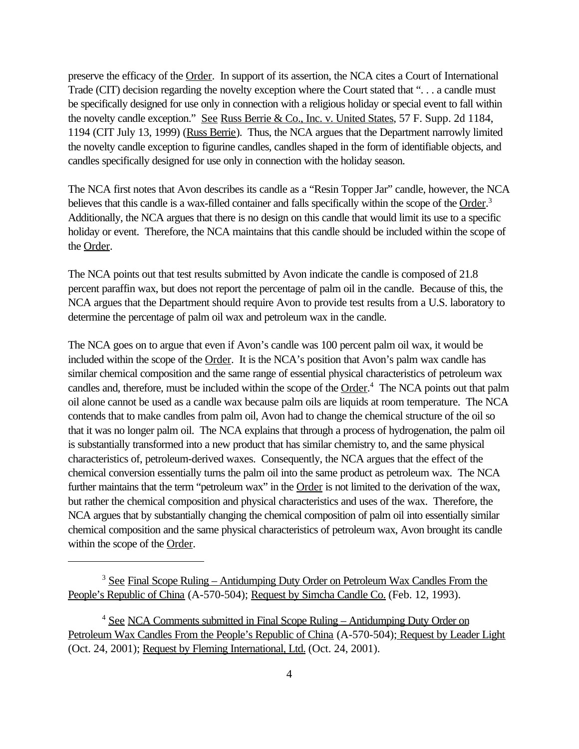preserve the efficacy of the Order. In support of its assertion, the NCA cites a Court of International Trade (CIT) decision regarding the novelty exception where the Court stated that ". . . a candle must be specifically designed for use only in connection with a religious holiday or special event to fall within the novelty candle exception." See Russ Berrie & Co., Inc. v. United States, 57 F. Supp. 2d 1184, 1194 (CIT July 13, 1999) (Russ Berrie). Thus, the NCA argues that the Department narrowly limited the novelty candle exception to figurine candles, candles shaped in the form of identifiable objects, and candles specifically designed for use only in connection with the holiday season.

The NCA first notes that Avon describes its candle as a "Resin Topper Jar" candle, however, the NCA believes that this candle is a wax-filled container and falls specifically within the scope of the Order.[3] Additionally, the NCA argues that there is no design on this candle that would limit its use to a specific holiday or event. Therefore, the NCA maintains that this candle should be included within the scope of the Order.

The NCA points out that test results submitted by Avon indicate the candle is composed of 21.8 percent paraffin wax, but does not report the percentage of palm oil in the candle. Because of this, the NCA argues that the Department should require Avon to provide test results from a U.S. laboratory to determine the percentage of palm oil wax and petroleum wax in the candle.

The NCA goes on to argue that even if Avon's candle was 100 percent palm oil wax, it would be included within the scope of the Order. It is the NCA's position that Avon's palm wax candle has similar chemical composition and the same range of essential physical characteristics of petroleum wax candles and, therefore, must be included within the scope of the Order.[4] The NCA points out that palm oil alone cannot be used as a candle wax because palm oils are liquids at room temperature. The NCA contends that to make candles from palm oil, Avon had to change the chemical structure of the oil so that it was no longer palm oil. The NCA explains that through a process of hydrogenation, the palm oil is substantially transformed into a new product that has similar chemistry to, and the same physical characteristics of, petroleum-derived waxes. Consequently, the NCA argues that the effect of the chemical conversion essentially turns the palm oil into the same product as petroleum wax. The NCA further maintains that the term "petroleum wax" in the Order is not limited to the derivation of the wax, but rather the chemical composition and physical characteristics and uses of the wax. Therefore, the NCA argues that by substantially changing the chemical composition of palm oil into essentially similar chemical composition and the same physical characteristics of petroleum wax, Avon brought its candle within the scope of the Order.

---

[3] See Final Scope Ruling – Antidumping Duty Order on Petroleum Wax Candles From the People's Republic of China (A-570-504); Request by Simcha Candle Co. (Feb. 12, 1993).

[4] See NCA Comments submitted in Final Scope Ruling – Antidumping Duty Order on Petroleum Wax Candles From the People's Republic of China (A-570-504); Request by Leader Light (Oct. 24, 2001); Request by Fleming International, Ltd. (Oct. 24, 2001).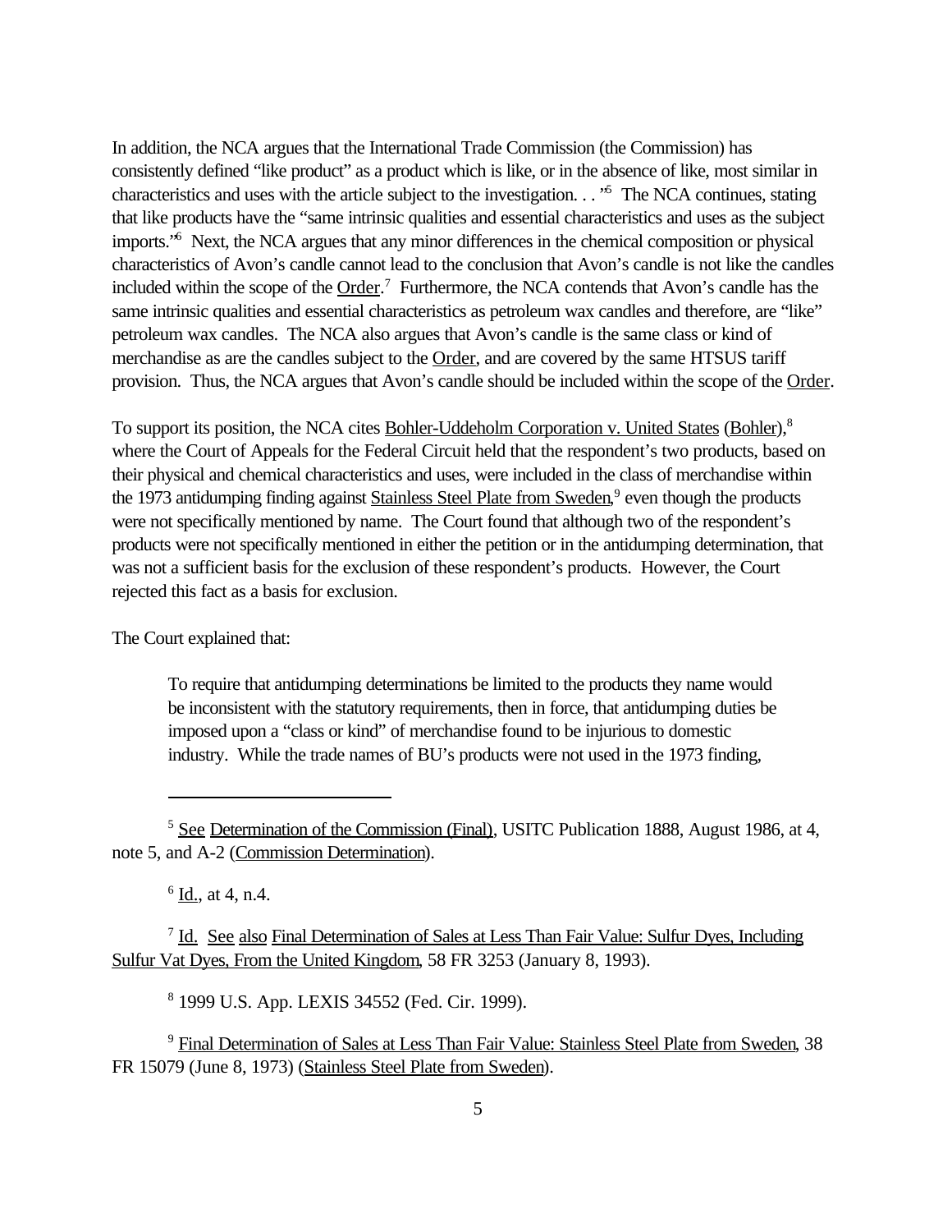In addition, the NCA argues that the International Trade Commission (the Commission) has consistently defined "like product" as a product which is like, or in the absence of like, most similar in characteristics and uses with the article subject to the investigation. . ."[5] The NCA continues, stating that like products have the "same intrinsic qualities and essential characteristics and uses as the subject imports."[6] Next, the NCA argues that any minor differences in the chemical composition or physical characteristics of Avon's candle cannot lead to the conclusion that Avon's candle is not like the candles included within the scope of the Order.[7] Furthermore, the NCA contends that Avon's candle has the same intrinsic qualities and essential characteristics as petroleum wax candles and therefore, are "like" petroleum wax candles. The NCA also argues that Avon's candle is the same class or kind of merchandise as are the candles subject to the Order, and are covered by the same HTSUS tariff provision. Thus, the NCA argues that Avon's candle should be included within the scope of the Order.

To support its position, the NCA cites Bohler-Uddeholm Corporation v. United States (Bohler),[8] where the Court of Appeals for the Federal Circuit held that the respondent's two products, based on their physical and chemical characteristics and uses, were included in the class of merchandise within the 1973 antidumping finding against Stainless Steel Plate from Sweden,[9] even though the products were not specifically mentioned by name. The Court found that although two of the respondent's products were not specifically mentioned in either the petition or in the antidumping determination, that was not a sufficient basis for the exclusion of these respondent's products. However, the Court rejected this fact as a basis for exclusion.

The Court explained that:

> To require that antidumping determinations be limited to the products they name would be inconsistent with the statutory requirements, then in force, that antidumping duties be imposed upon a "class or kind" of merchandise found to be injurious to domestic industry. While the trade names of BU's products were not used in the 1973 finding,

---

[5] See Determination of the Commission (Final), USITC Publication 1888, August 1986, at 4, note 5, and A-2 (Commission Determination).

[6] Id., at 4, n.4.

[7] Id. See also Final Determination of Sales at Less Than Fair Value: Sulfur Dyes, Including Sulfur Vat Dyes, From the United Kingdom, 58 FR 3253 (January 8, 1993).

[8] 1999 U.S. App. LEXIS 34552 (Fed. Cir. 1999).

[9] Final Determination of Sales at Less Than Fair Value: Stainless Steel Plate from Sweden, 38 FR 15079 (June 8, 1973) (Stainless Steel Plate from Sweden).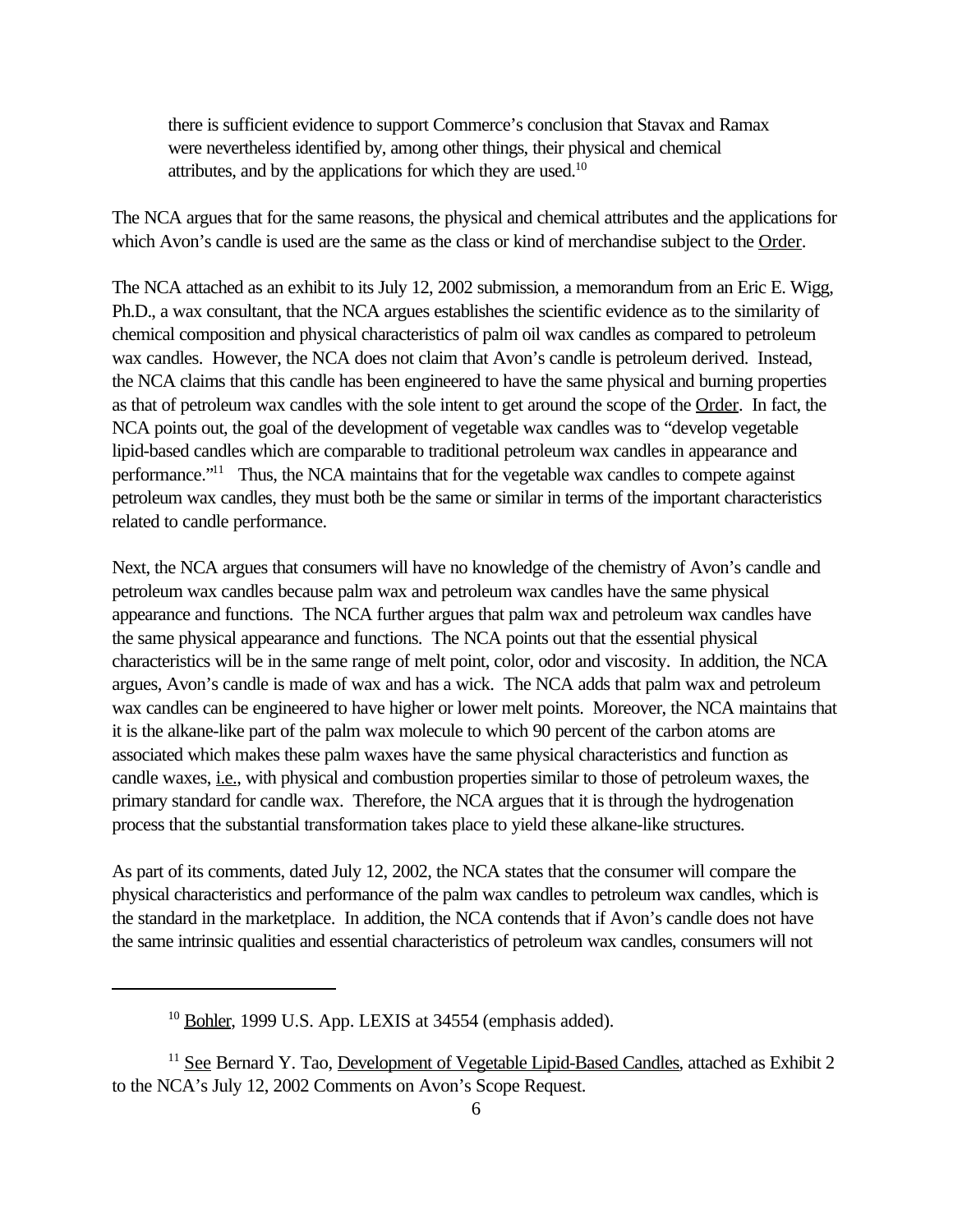> there is sufficient evidence to support Commerce's conclusion that Stavax and Ramax were nevertheless identified by, among other things, their physical and chemical attributes, and by the applications for which they are used.[10]

The NCA argues that for the same reasons, the physical and chemical attributes and the applications for which Avon's candle is used are the same as the class or kind of merchandise subject to the Order.

The NCA attached as an exhibit to its July 12, 2002 submission, a memorandum from an Eric E. Wigg, Ph.D., a wax consultant, that the NCA argues establishes the scientific evidence as to the similarity of chemical composition and physical characteristics of palm oil wax candles as compared to petroleum wax candles. However, the NCA does not claim that Avon's candle is petroleum derived. Instead, the NCA claims that this candle has been engineered to have the same physical and burning properties as that of petroleum wax candles with the sole intent to get around the scope of the Order. In fact, the NCA points out, the goal of the development of vegetable wax candles was to "develop vegetable lipid-based candles which are comparable to traditional petroleum wax candles in appearance and performance."[11] Thus, the NCA maintains that for the vegetable wax candles to compete against petroleum wax candles, they must both be the same or similar in terms of the important characteristics related to candle performance.

Next, the NCA argues that consumers will have no knowledge of the chemistry of Avon's candle and petroleum wax candles because palm wax and petroleum wax candles have the same physical appearance and functions. The NCA further argues that palm wax and petroleum wax candles have the same physical appearance and functions. The NCA points out that the essential physical characteristics will be in the same range of melt point, color, odor and viscosity. In addition, the NCA argues, Avon's candle is made of wax and has a wick. The NCA adds that palm wax and petroleum wax candles can be engineered to have higher or lower melt points. Moreover, the NCA maintains that it is the alkane-like part of the palm wax molecule to which 90 percent of the carbon atoms are associated which makes these palm waxes have the same physical characteristics and function as candle waxes, i.e., with physical and combustion properties similar to those of petroleum waxes, the primary standard for candle wax. Therefore, the NCA argues that it is through the hydrogenation process that the substantial transformation takes place to yield these alkane-like structures.

As part of its comments, dated July 12, 2002, the NCA states that the consumer will compare the physical characteristics and performance of the palm wax candles to petroleum wax candles, which is the standard in the marketplace. In addition, the NCA contends that if Avon's candle does not have the same intrinsic qualities and essential characteristics of petroleum wax candles, consumers will not

---

[10] Bohler, 1999 U.S. App. LEXIS at 34554 (emphasis added).

[11] See Bernard Y. Tao, Development of Vegetable Lipid-Based Candles, attached as Exhibit 2 to the NCA's July 12, 2002 Comments on Avon's Scope Request.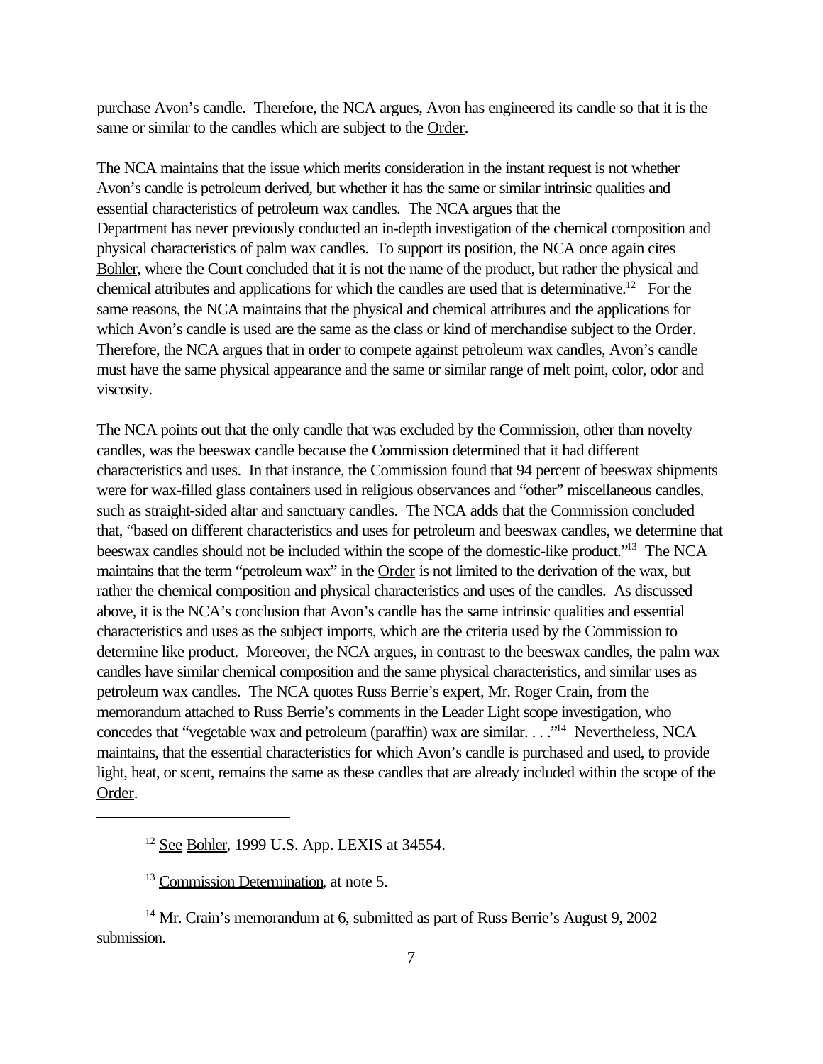purchase Avon's candle. Therefore, the NCA argues, Avon has engineered its candle so that it is the same or similar to the candles which are subject to the Order.

The NCA maintains that the issue which merits consideration in the instant request is not whether Avon's candle is petroleum derived, but whether it has the same or similar intrinsic qualities and essential characteristics of petroleum wax candles. The NCA argues that the Department has never previously conducted an in-depth investigation of the chemical composition and physical characteristics of palm wax candles. To support its position, the NCA once again cites Bohler, where the Court concluded that it is not the name of the product, but rather the physical and chemical attributes and applications for which the candles are used that is determinative.[12] For the same reasons, the NCA maintains that the physical and chemical attributes and the applications for which Avon's candle is used are the same as the class or kind of merchandise subject to the Order. Therefore, the NCA argues that in order to compete against petroleum wax candles, Avon's candle must have the same physical appearance and the same or similar range of melt point, color, odor and viscosity.

The NCA points out that the only candle that was excluded by the Commission, other than novelty candles, was the beeswax candle because the Commission determined that it had different characteristics and uses. In that instance, the Commission found that 94 percent of beeswax shipments were for wax-filled glass containers used in religious observances and "other" miscellaneous candles, such as straight-sided altar and sanctuary candles. The NCA adds that the Commission concluded that, "based on different characteristics and uses for petroleum and beeswax candles, we determine that beeswax candles should not be included within the scope of the domestic-like product."[13] The NCA maintains that the term "petroleum wax" in the Order is not limited to the derivation of the wax, but rather the chemical composition and physical characteristics and uses of the candles. As discussed above, it is the NCA's conclusion that Avon's candle has the same intrinsic qualities and essential characteristics and uses as the subject imports, which are the criteria used by the Commission to determine like product. Moreover, the NCA argues, in contrast to the beeswax candles, the palm wax candles have similar chemical composition and the same physical characteristics, and similar uses as petroleum wax candles. The NCA quotes Russ Berrie's expert, Mr. Roger Crain, from the memorandum attached to Russ Berrie's comments in the Leader Light scope investigation, who concedes that "vegetable wax and petroleum (paraffin) wax are similar. . . ."[14] Nevertheless, NCA maintains, that the essential characteristics for which Avon's candle is purchased and used, to provide light, heat, or scent, remains the same as these candles that are already included within the scope of the Order.

---

[12] See Bohler, 1999 U.S. App. LEXIS at 34554.

[13] Commission Determination, at note 5.

[14] Mr. Crain's memorandum at 6, submitted as part of Russ Berrie's August 9, 2002 submission.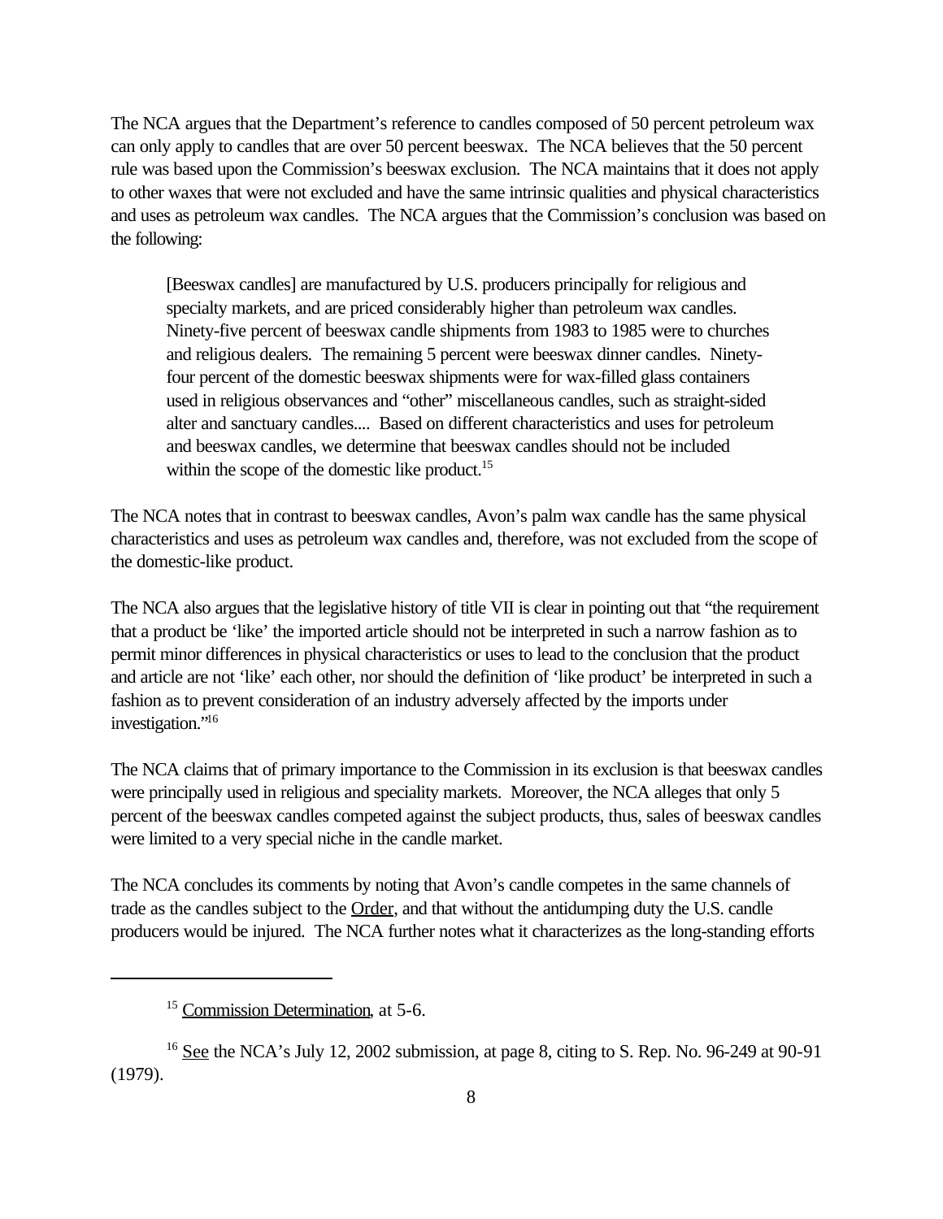The NCA argues that the Department's reference to candles composed of 50 percent petroleum wax can only apply to candles that are over 50 percent beeswax. The NCA believes that the 50 percent rule was based upon the Commission's beeswax exclusion. The NCA maintains that it does not apply to other waxes that were not excluded and have the same intrinsic qualities and physical characteristics and uses as petroleum wax candles. The NCA argues that the Commission's conclusion was based on the following:

> [Beeswax candles] are manufactured by U.S. producers principally for religious and specialty markets, and are priced considerably higher than petroleum wax candles. Ninety-five percent of beeswax candle shipments from 1983 to 1985 were to churches and religious dealers. The remaining 5 percent were beeswax dinner candles. Ninety-four percent of the domestic beeswax shipments were for wax-filled glass containers used in religious observances and "other" miscellaneous candles, such as straight-sided alter and sanctuary candles.... Based on different characteristics and uses for petroleum and beeswax candles, we determine that beeswax candles should not be included within the scope of the domestic like product.[15]

The NCA notes that in contrast to beeswax candles, Avon's palm wax candle has the same physical characteristics and uses as petroleum wax candles and, therefore, was not excluded from the scope of the domestic-like product.

The NCA also argues that the legislative history of title VII is clear in pointing out that "the requirement that a product be 'like' the imported article should not be interpreted in such a narrow fashion as to permit minor differences in physical characteristics or uses to lead to the conclusion that the product and article are not 'like' each other, nor should the definition of 'like product' be interpreted in such a fashion as to prevent consideration of an industry adversely affected by the imports under investigation."[16]

The NCA claims that of primary importance to the Commission in its exclusion is that beeswax candles were principally used in religious and speciality markets. Moreover, the NCA alleges that only 5 percent of the beeswax candles competed against the subject products, thus, sales of beeswax candles were limited to a very special niche in the candle market.

The NCA concludes its comments by noting that Avon's candle competes in the same channels of trade as the candles subject to the Order, and that without the antidumping duty the U.S. candle producers would be injured. The NCA further notes what it characterizes as the long-standing efforts

---

[15] Commission Determination, at 5-6.

[16] See the NCA's July 12, 2002 submission, at page 8, citing to S. Rep. No. 96-249 at 90-91 (1979).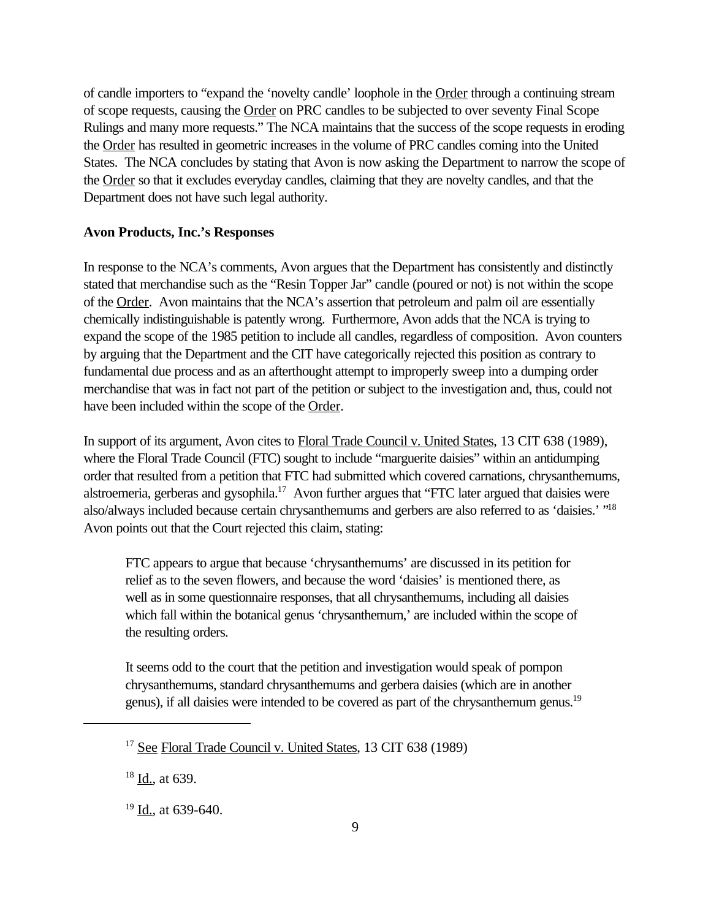of candle importers to "expand the 'novelty candle' loophole in the Order through a continuing stream of scope requests, causing the Order on PRC candles to be subjected to over seventy Final Scope Rulings and many more requests." The NCA maintains that the success of the scope requests in eroding the Order has resulted in geometric increases in the volume of PRC candles coming into the United States. The NCA concludes by stating that Avon is now asking the Department to narrow the scope of the Order so that it excludes everyday candles, claiming that they are novelty candles, and that the Department does not have such legal authority.

**Avon Products, Inc.'s Responses**

In response to the NCA's comments, Avon argues that the Department has consistently and distinctly stated that merchandise such as the "Resin Topper Jar" candle (poured or not) is not within the scope of the Order. Avon maintains that the NCA's assertion that petroleum and palm oil are essentially chemically indistinguishable is patently wrong. Furthermore, Avon adds that the NCA is trying to expand the scope of the 1985 petition to include all candles, regardless of composition. Avon counters by arguing that the Department and the CIT have categorically rejected this position as contrary to fundamental due process and as an afterthought attempt to improperly sweep into a dumping order merchandise that was in fact not part of the petition or subject to the investigation and, thus, could not have been included within the scope of the Order.

In support of its argument, Avon cites to Floral Trade Council v. United States, 13 CIT 638 (1989), where the Floral Trade Council (FTC) sought to include "marguerite daisies" within an antidumping order that resulted from a petition that FTC had submitted which covered carnations, chrysanthemums, alstroemeria, gerberas and gysophila.[17] Avon further argues that "FTC later argued that daisies were also/always included because certain chrysanthemums and gerbers are also referred to as 'daisies.' "[18] Avon points out that the Court rejected this claim, stating:

> FTC appears to argue that because 'chrysanthemums' are discussed in its petition for relief as to the seven flowers, and because the word 'daisies' is mentioned there, as well as in some questionnaire responses, that all chrysanthemums, including all daisies which fall within the botanical genus 'chrysanthemum,' are included within the scope of the resulting orders.
>
> It seems odd to the court that the petition and investigation would speak of pompon chrysanthemums, standard chrysanthemums and gerbera daisies (which are in another genus), if all daisies were intended to be covered as part of the chrysanthemum genus.[19]

---

[17] See Floral Trade Council v. United States, 13 CIT 638 (1989)

[18] Id., at 639.

[19] Id., at 639-640.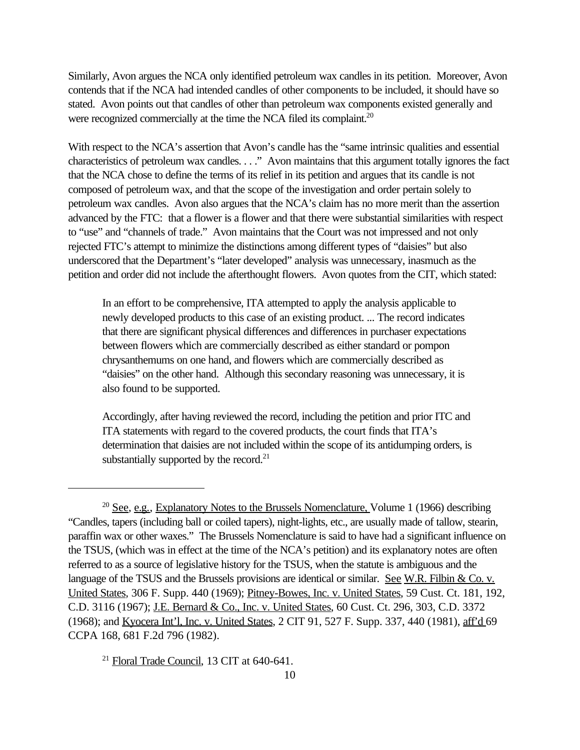Similarly, Avon argues the NCA only identified petroleum wax candles in its petition. Moreover, Avon contends that if the NCA had intended candles of other components to be included, it should have so stated. Avon points out that candles of other than petroleum wax components existed generally and were recognized commercially at the time the NCA filed its complaint.[20]

With respect to the NCA's assertion that Avon's candle has the "same intrinsic qualities and essential characteristics of petroleum wax candles. . . ." Avon maintains that this argument totally ignores the fact that the NCA chose to define the terms of its relief in its petition and argues that its candle is not composed of petroleum wax, and that the scope of the investigation and order pertain solely to petroleum wax candles. Avon also argues that the NCA's claim has no more merit than the assertion advanced by the FTC: that a flower is a flower and that there were substantial similarities with respect to "use" and "channels of trade." Avon maintains that the Court was not impressed and not only rejected FTC's attempt to minimize the distinctions among different types of "daisies" but also underscored that the Department's "later developed" analysis was unnecessary, inasmuch as the petition and order did not include the afterthought flowers. Avon quotes from the CIT, which stated:

> In an effort to be comprehensive, ITA attempted to apply the analysis applicable to newly developed products to this case of an existing product. ... The record indicates that there are significant physical differences and differences in purchaser expectations between flowers which are commercially described as either standard or pompon chrysanthemums on one hand, and flowers which are commercially described as "daisies" on the other hand. Although this secondary reasoning was unnecessary, it is also found to be supported.
>
> Accordingly, after having reviewed the record, including the petition and prior ITC and ITA statements with regard to the covered products, the court finds that ITA's determination that daisies are not included within the scope of its antidumping orders, is substantially supported by the record.[21]

---

[20] See, e.g., Explanatory Notes to the Brussels Nomenclature, Volume 1 (1966) describing "Candles, tapers (including ball or coiled tapers), night-lights, etc., are usually made of tallow, stearin, paraffin wax or other waxes." The Brussels Nomenclature is said to have had a significant influence on the TSUS, (which was in effect at the time of the NCA's petition) and its explanatory notes are often referred to as a source of legislative history for the TSUS, when the statute is ambiguous and the language of the TSUS and the Brussels provisions are identical or similar. See W.R. Filbin & Co. v. United States, 306 F. Supp. 440 (1969); Pitney-Bowes, Inc. v. United States, 59 Cust. Ct. 181, 192, C.D. 3116 (1967); J.E. Bernard & Co., Inc. v. United States, 60 Cust. Ct. 296, 303, C.D. 3372 (1968); and Kyocera Int'l, Inc. v. United States, 2 CIT 91, 527 F. Supp. 337, 440 (1981), aff'd 69 CCPA 168, 681 F.2d 796 (1982).

[21] Floral Trade Council, 13 CIT at 640-641.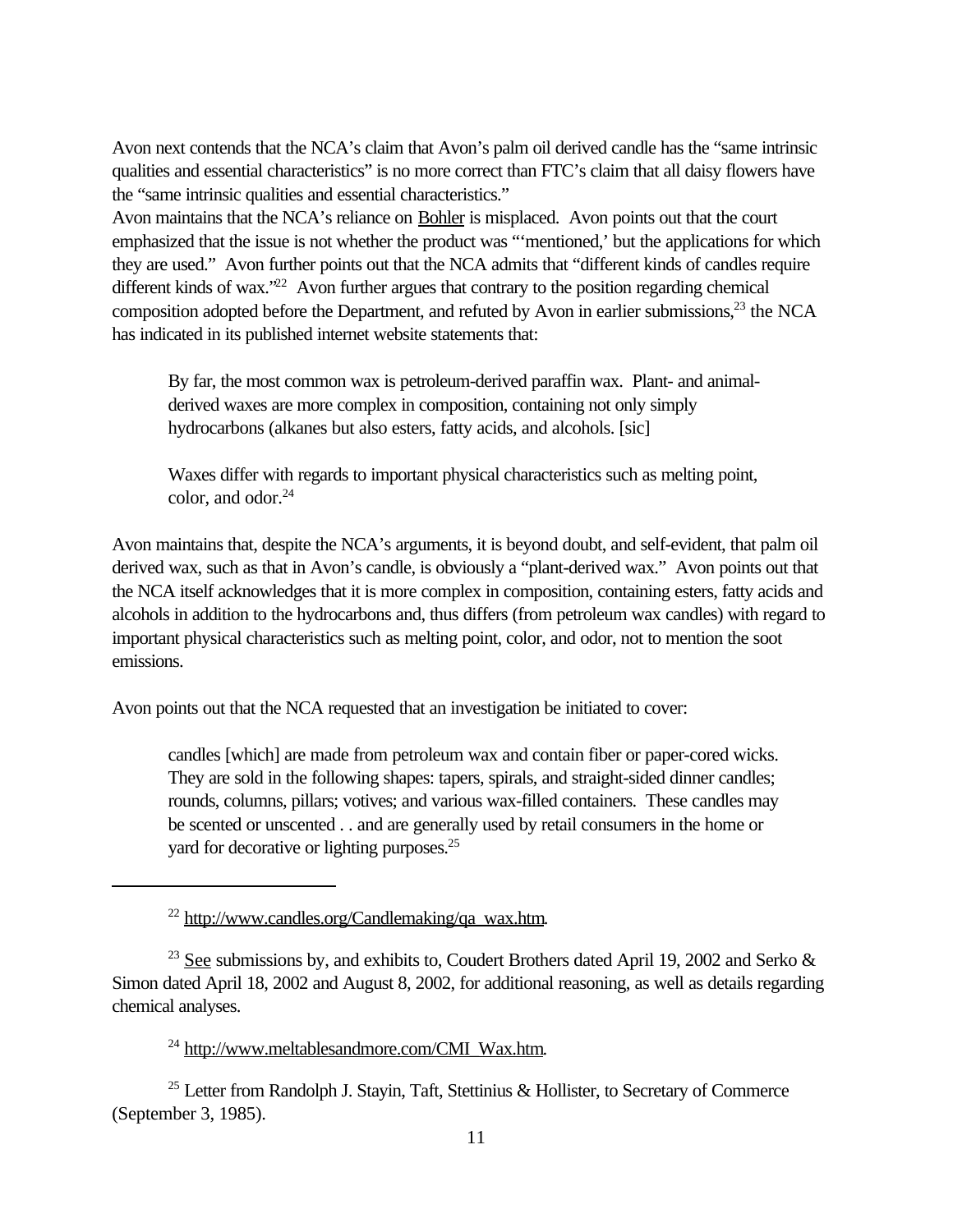Avon next contends that the NCA's claim that Avon's palm oil derived candle has the "same intrinsic qualities and essential characteristics" is no more correct than FTC's claim that all daisy flowers have the "same intrinsic qualities and essential characteristics."

Avon maintains that the NCA's reliance on Bohler is misplaced. Avon points out that the court emphasized that the issue is not whether the product was "'mentioned,' but the applications for which they are used." Avon further points out that the NCA admits that "different kinds of candles require different kinds of wax."[22] Avon further argues that contrary to the position regarding chemical composition adopted before the Department, and refuted by Avon in earlier submissions,[23] the NCA has indicated in its published internet website statements that:

> By far, the most common wax is petroleum-derived paraffin wax. Plant- and animal-derived waxes are more complex in composition, containing not only simply hydrocarbons (alkanes but also esters, fatty acids, and alcohols. [sic]
>
> Waxes differ with regards to important physical characteristics such as melting point, color, and odor.[24]

Avon maintains that, despite the NCA's arguments, it is beyond doubt, and self-evident, that palm oil derived wax, such as that in Avon's candle, is obviously a "plant-derived wax." Avon points out that the NCA itself acknowledges that it is more complex in composition, containing esters, fatty acids and alcohols in addition to the hydrocarbons and, thus differs (from petroleum wax candles) with regard to important physical characteristics such as melting point, color, and odor, not to mention the soot emissions.

Avon points out that the NCA requested that an investigation be initiated to cover:

> candles [which] are made from petroleum wax and contain fiber or paper-cored wicks. They are sold in the following shapes: tapers, spirals, and straight-sided dinner candles; rounds, columns, pillars; votives; and various wax-filled containers. These candles may be scented or unscented . . and are generally used by retail consumers in the home or yard for decorative or lighting purposes.[25]

---

[22] http://www.candles.org/Candlemaking/qa_wax.htm.

[23] See submissions by, and exhibits to, Coudert Brothers dated April 19, 2002 and Serko & Simon dated April 18, 2002 and August 8, 2002, for additional reasoning, as well as details regarding chemical analyses.

[24] http://www.meltablesandmore.com/CMI_Wax.htm.

[25] Letter from Randolph J. Stayin, Taft, Stettinius & Hollister, to Secretary of Commerce (September 3, 1985).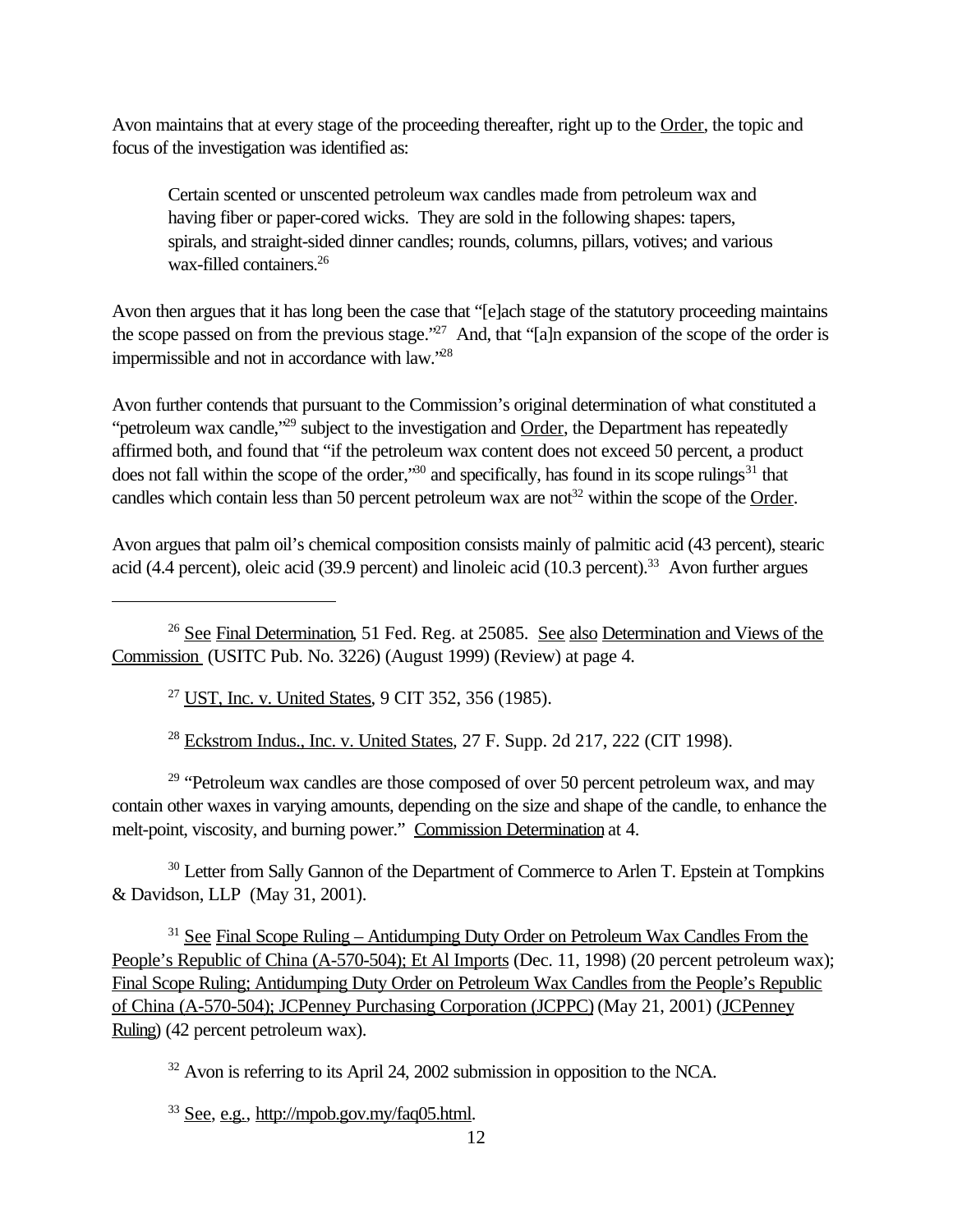Avon maintains that at every stage of the proceeding thereafter, right up to the Order, the topic and focus of the investigation was identified as:

> Certain scented or unscented petroleum wax candles made from petroleum wax and having fiber or paper-cored wicks. They are sold in the following shapes: tapers, spirals, and straight-sided dinner candles; rounds, columns, pillars, votives; and various wax-filled containers.[26]

Avon then argues that it has long been the case that "[e]ach stage of the statutory proceeding maintains the scope passed on from the previous stage."[27] And, that "[a]n expansion of the scope of the order is impermissible and not in accordance with law."[28]

Avon further contends that pursuant to the Commission's original determination of what constituted a "petroleum wax candle,"[29] subject to the investigation and Order, the Department has repeatedly affirmed both, and found that "if the petroleum wax content does not exceed 50 percent, a product does not fall within the scope of the order,"[30] and specifically, has found in its scope rulings[31] that candles which contain less than 50 percent petroleum wax are not[32] within the scope of the Order.

Avon argues that palm oil's chemical composition consists mainly of palmitic acid (43 percent), stearic acid (4.4 percent), oleic acid (39.9 percent) and linoleic acid (10.3 percent).[33] Avon further argues

---

[26] See Final Determination, 51 Fed. Reg. at 25085. See also Determination and Views of the Commission (USITC Pub. No. 3226) (August 1999) (Review) at page 4.

[27] UST, Inc. v. United States, 9 CIT 352, 356 (1985).

[28] Eckstrom Indus., Inc. v. United States, 27 F. Supp. 2d 217, 222 (CIT 1998).

[29] "Petroleum wax candles are those composed of over 50 percent petroleum wax, and may contain other waxes in varying amounts, depending on the size and shape of the candle, to enhance the melt-point, viscosity, and burning power." Commission Determination at 4.

[30] Letter from Sally Gannon of the Department of Commerce to Arlen T. Epstein at Tompkins & Davidson, LLP (May 31, 2001).

[31] See Final Scope Ruling – Antidumping Duty Order on Petroleum Wax Candles From the People's Republic of China (A-570-504); Et Al Imports (Dec. 11, 1998) (20 percent petroleum wax); Final Scope Ruling; Antidumping Duty Order on Petroleum Wax Candles from the People's Republic of China (A-570-504); JCPenney Purchasing Corporation (JCPPC) (May 21, 2001) (JCPenney Ruling) (42 percent petroleum wax).

[32] Avon is referring to its April 24, 2002 submission in opposition to the NCA.

[33] See, e.g., http://mpob.gov.my/faq05.html.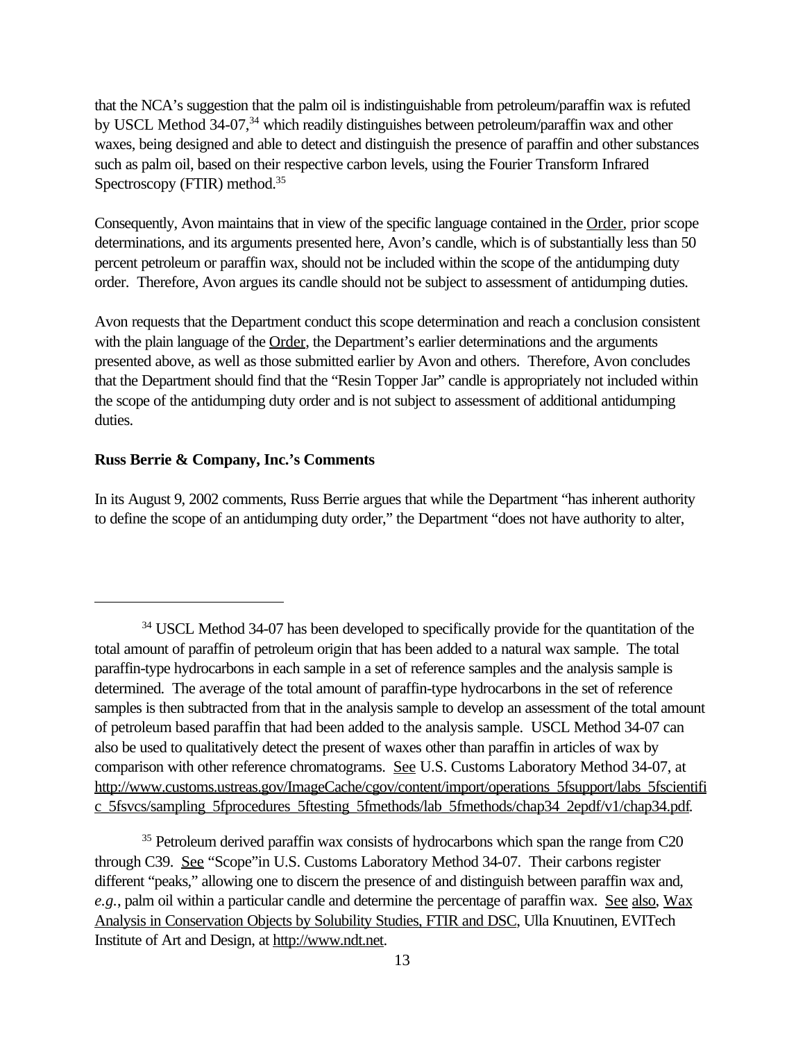that the NCA's suggestion that the palm oil is indistinguishable from petroleum/paraffin wax is refuted by USCL Method 34-07,[34] which readily distinguishes between petroleum/paraffin wax and other waxes, being designed and able to detect and distinguish the presence of paraffin and other substances such as palm oil, based on their respective carbon levels, using the Fourier Transform Infrared Spectroscopy (FTIR) method.[35]

Consequently, Avon maintains that in view of the specific language contained in the Order, prior scope determinations, and its arguments presented here, Avon's candle, which is of substantially less than 50 percent petroleum or paraffin wax, should not be included within the scope of the antidumping duty order. Therefore, Avon argues its candle should not be subject to assessment of antidumping duties.

Avon requests that the Department conduct this scope determination and reach a conclusion consistent with the plain language of the Order, the Department's earlier determinations and the arguments presented above, as well as those submitted earlier by Avon and others. Therefore, Avon concludes that the Department should find that the "Resin Topper Jar" candle is appropriately not included within the scope of the antidumping duty order and is not subject to assessment of additional antidumping duties.

**Russ Berrie & Company, Inc.'s Comments**

In its August 9, 2002 comments, Russ Berrie argues that while the Department "has inherent authority to define the scope of an antidumping duty order," the Department "does not have authority to alter,

---

[34] USCL Method 34-07 has been developed to specifically provide for the quantitation of the total amount of paraffin of petroleum origin that has been added to a natural wax sample. The total paraffin-type hydrocarbons in each sample in a set of reference samples and the analysis sample is determined. The average of the total amount of paraffin-type hydrocarbons in the set of reference samples is then subtracted from that in the analysis sample to develop an assessment of the total amount of petroleum based paraffin that had been added to the analysis sample. USCL Method 34-07 can also be used to qualitatively detect the present of waxes other than paraffin in articles of wax by comparison with other reference chromatograms. See U.S. Customs Laboratory Method 34-07, at http://www.customs.ustreas.gov/ImageCache/cgov/content/import/operations_5fsupport/labs_5fscientific_5fsvcs/sampling_5fprocedures_5ftesting_5fmethods/lab_5fmethods/chap34_2epdf/v1/chap34.pdf.

[35] Petroleum derived paraffin wax consists of hydrocarbons which span the range from C20 through C39. See "Scope" in U.S. Customs Laboratory Method 34-07. Their carbons register different "peaks," allowing one to discern the presence of and distinguish between paraffin wax and, *e.g.*, palm oil within a particular candle and determine the percentage of paraffin wax. See also, Wax Analysis in Conservation Objects by Solubility Studies, FTIR and DSC, Ulla Knuutinen, EVITech Institute of Art and Design, at http://www.ndt.net.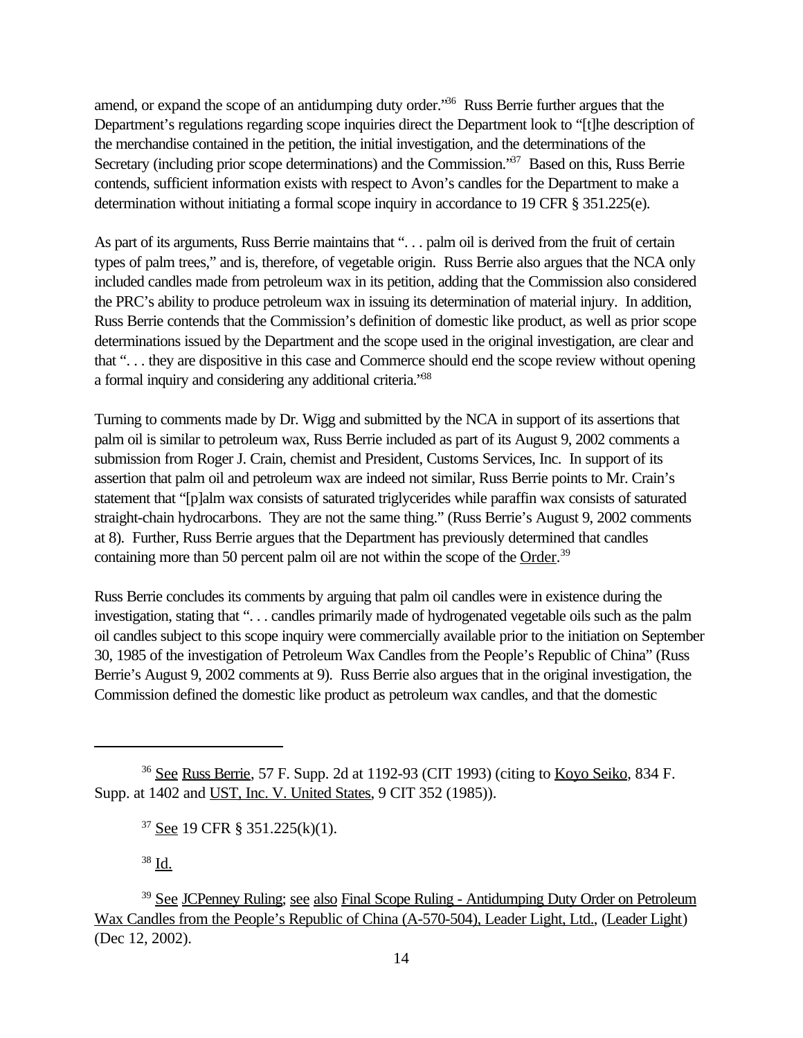amend, or expand the scope of an antidumping duty order."[36] Russ Berrie further argues that the Department's regulations regarding scope inquiries direct the Department look to "[t]he description of the merchandise contained in the petition, the initial investigation, and the determinations of the Secretary (including prior scope determinations) and the Commission."[37] Based on this, Russ Berrie contends, sufficient information exists with respect to Avon's candles for the Department to make a determination without initiating a formal scope inquiry in accordance to 19 CFR § 351.225(e).

As part of its arguments, Russ Berrie maintains that ". . . palm oil is derived from the fruit of certain types of palm trees," and is, therefore, of vegetable origin. Russ Berrie also argues that the NCA only included candles made from petroleum wax in its petition, adding that the Commission also considered the PRC's ability to produce petroleum wax in issuing its determination of material injury. In addition, Russ Berrie contends that the Commission's definition of domestic like product, as well as prior scope determinations issued by the Department and the scope used in the original investigation, are clear and that ". . . they are dispositive in this case and Commerce should end the scope review without opening a formal inquiry and considering any additional criteria."[38]

Turning to comments made by Dr. Wigg and submitted by the NCA in support of its assertions that palm oil is similar to petroleum wax, Russ Berrie included as part of its August 9, 2002 comments a submission from Roger J. Crain, chemist and President, Customs Services, Inc. In support of its assertion that palm oil and petroleum wax are indeed not similar, Russ Berrie points to Mr. Crain's statement that "[p]alm wax consists of saturated triglycerides while paraffin wax consists of saturated straight-chain hydrocarbons. They are not the same thing." (Russ Berrie's August 9, 2002 comments at 8). Further, Russ Berrie argues that the Department has previously determined that candles containing more than 50 percent palm oil are not within the scope of the Order.[39]

Russ Berrie concludes its comments by arguing that palm oil candles were in existence during the investigation, stating that ". . . candles primarily made of hydrogenated vegetable oils such as the palm oil candles subject to this scope inquiry were commercially available prior to the initiation on September 30, 1985 of the investigation of Petroleum Wax Candles from the People's Republic of China" (Russ Berrie's August 9, 2002 comments at 9). Russ Berrie also argues that in the original investigation, the Commission defined the domestic like product as petroleum wax candles, and that the domestic

---

[36] See Russ Berrie, 57 F. Supp. 2d at 1192-93 (CIT 1993) (citing to Koyo Seiko, 834 F. Supp. at 1402 and UST, Inc. V. United States, 9 CIT 352 (1985)).

[37] See 19 CFR § 351.225(k)(1).

[38] Id.

[39] See JCPenney Ruling; see also Final Scope Ruling - Antidumping Duty Order on Petroleum Wax Candles from the People's Republic of China (A-570-504), Leader Light, Ltd., (Leader Light) (Dec 12, 2002).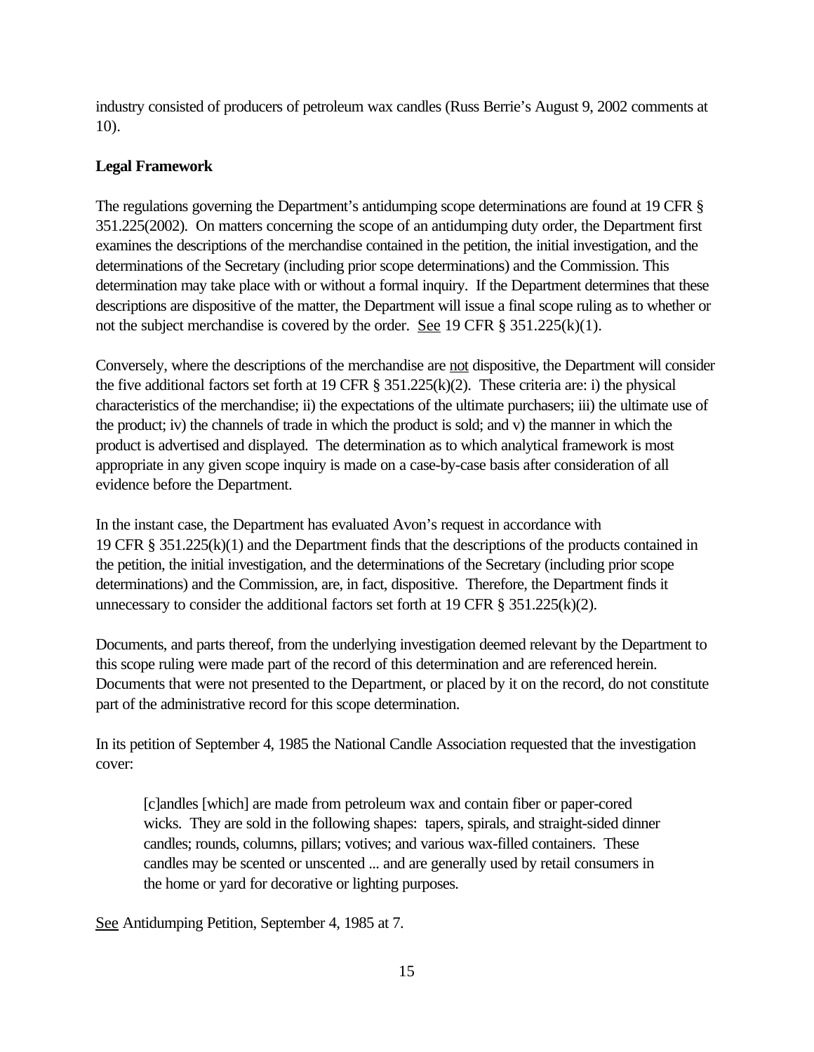industry consisted of producers of petroleum wax candles (Russ Berrie's August 9, 2002 comments at 10).

**Legal Framework**

The regulations governing the Department's antidumping scope determinations are found at 19 CFR § 351.225(2002). On matters concerning the scope of an antidumping duty order, the Department first examines the descriptions of the merchandise contained in the petition, the initial investigation, and the determinations of the Secretary (including prior scope determinations) and the Commission. This determination may take place with or without a formal inquiry. If the Department determines that these descriptions are dispositive of the matter, the Department will issue a final scope ruling as to whether or not the subject merchandise is covered by the order. See 19 CFR § 351.225(k)(1).

Conversely, where the descriptions of the merchandise are not dispositive, the Department will consider the five additional factors set forth at 19 CFR § 351.225(k)(2). These criteria are: i) the physical characteristics of the merchandise; ii) the expectations of the ultimate purchasers; iii) the ultimate use of the product; iv) the channels of trade in which the product is sold; and v) the manner in which the product is advertised and displayed. The determination as to which analytical framework is most appropriate in any given scope inquiry is made on a case-by-case basis after consideration of all evidence before the Department.

In the instant case, the Department has evaluated Avon's request in accordance with 19 CFR § 351.225(k)(1) and the Department finds that the descriptions of the products contained in the petition, the initial investigation, and the determinations of the Secretary (including prior scope determinations) and the Commission, are, in fact, dispositive. Therefore, the Department finds it unnecessary to consider the additional factors set forth at 19 CFR § 351.225(k)(2).

Documents, and parts thereof, from the underlying investigation deemed relevant by the Department to this scope ruling were made part of the record of this determination and are referenced herein. Documents that were not presented to the Department, or placed by it on the record, do not constitute part of the administrative record for this scope determination.

In its petition of September 4, 1985 the National Candle Association requested that the investigation cover:

> [c]andles [which] are made from petroleum wax and contain fiber or paper-cored wicks. They are sold in the following shapes: tapers, spirals, and straight-sided dinner candles; rounds, columns, pillars; votives; and various wax-filled containers. These candles may be scented or unscented ... and are generally used by retail consumers in the home or yard for decorative or lighting purposes.

See Antidumping Petition, September 4, 1985 at 7.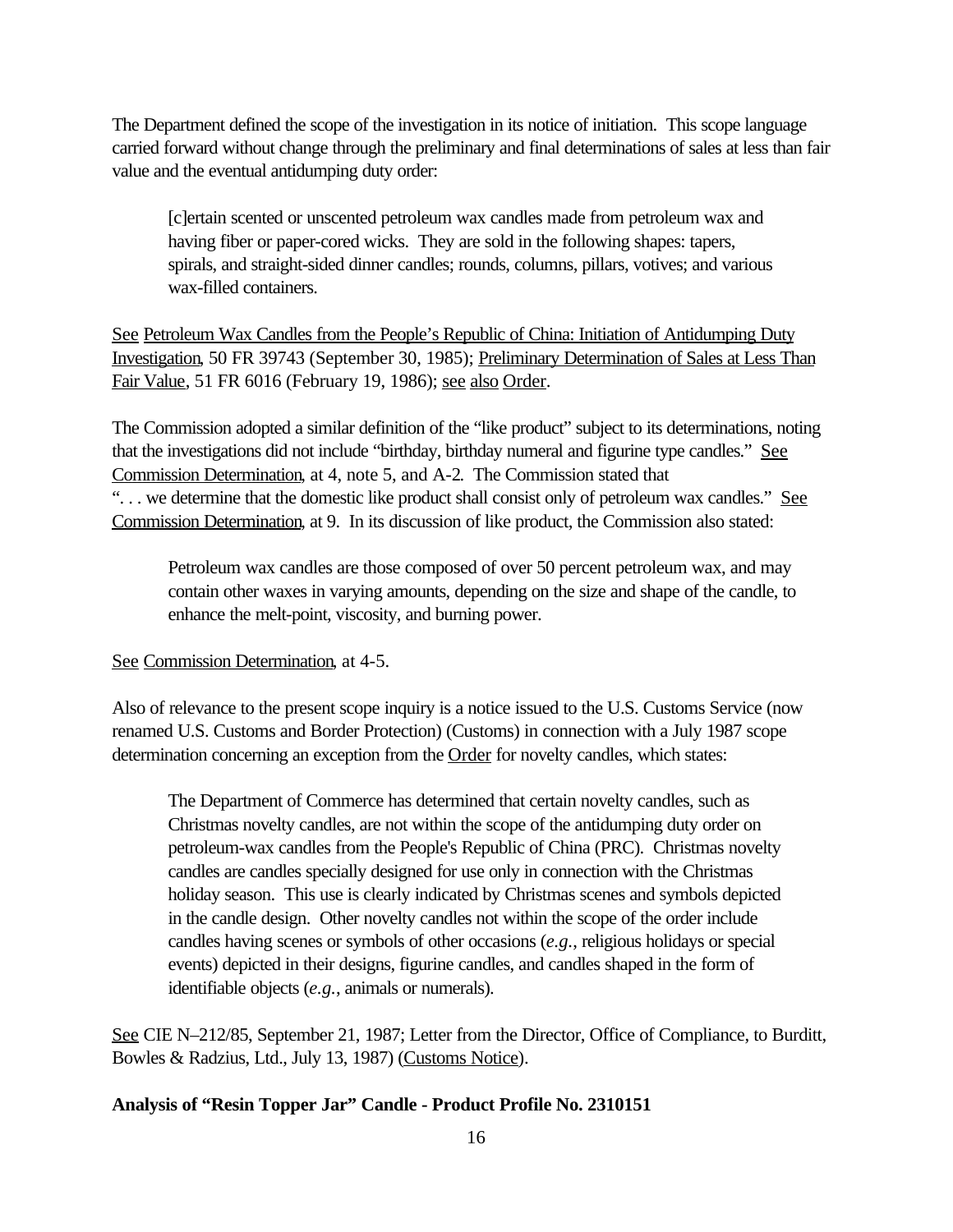The Department defined the scope of the investigation in its notice of initiation. This scope language carried forward without change through the preliminary and final determinations of sales at less than fair value and the eventual antidumping duty order:

> [c]ertain scented or unscented petroleum wax candles made from petroleum wax and having fiber or paper-cored wicks. They are sold in the following shapes: tapers, spirals, and straight-sided dinner candles; rounds, columns, pillars, votives; and various wax-filled containers.

See Petroleum Wax Candles from the People's Republic of China: Initiation of Antidumping Duty Investigation, 50 FR 39743 (September 30, 1985); Preliminary Determination of Sales at Less Than Fair Value, 51 FR 6016 (February 19, 1986); see also Order.

The Commission adopted a similar definition of the "like product" subject to its determinations, noting that the investigations did not include "birthday, birthday numeral and figurine type candles." See Commission Determination, at 4, note 5, and A-2. The Commission stated that ". . . we determine that the domestic like product shall consist only of petroleum wax candles." See Commission Determination, at 9. In its discussion of like product, the Commission also stated:

> Petroleum wax candles are those composed of over 50 percent petroleum wax, and may contain other waxes in varying amounts, depending on the size and shape of the candle, to enhance the melt-point, viscosity, and burning power.

See Commission Determination, at 4-5.

Also of relevance to the present scope inquiry is a notice issued to the U.S. Customs Service (now renamed U.S. Customs and Border Protection) (Customs) in connection with a July 1987 scope determination concerning an exception from the Order for novelty candles, which states:

> The Department of Commerce has determined that certain novelty candles, such as Christmas novelty candles, are not within the scope of the antidumping duty order on petroleum-wax candles from the People's Republic of China (PRC). Christmas novelty candles are candles specially designed for use only in connection with the Christmas holiday season. This use is clearly indicated by Christmas scenes and symbols depicted in the candle design. Other novelty candles not within the scope of the order include candles having scenes or symbols of other occasions (*e.g.*, religious holidays or special events) depicted in their designs, figurine candles, and candles shaped in the form of identifiable objects (*e.g.*, animals or numerals).

See CIE N–212/85, September 21, 1987; Letter from the Director, Office of Compliance, to Burditt, Bowles & Radzius, Ltd., July 13, 1987) (Customs Notice).

**Analysis of "Resin Topper Jar" Candle - Product Profile No. 2310151**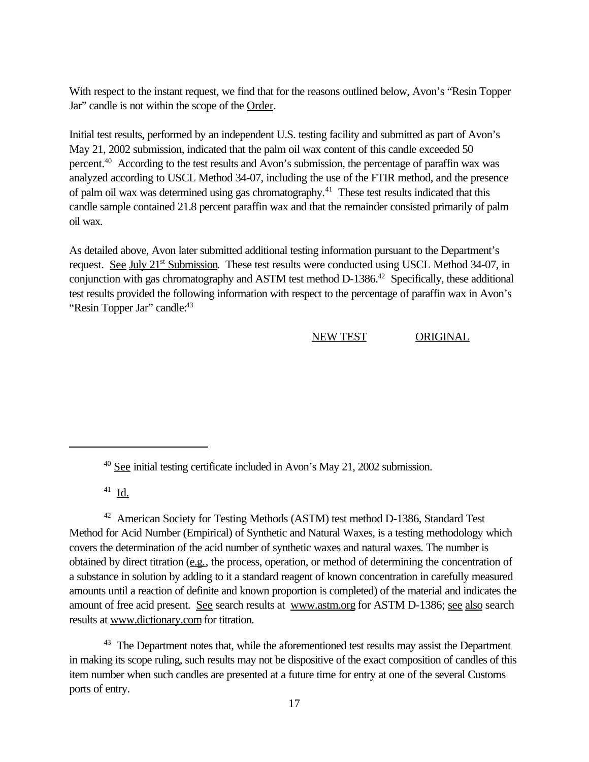With respect to the instant request, we find that for the reasons outlined below, Avon's "Resin Topper Jar" candle is not within the scope of the Order.

Initial test results, performed by an independent U.S. testing facility and submitted as part of Avon's May 21, 2002 submission, indicated that the palm oil wax content of this candle exceeded 50 percent.[40] According to the test results and Avon's submission, the percentage of paraffin wax was analyzed according to USCL Method 34-07, including the use of the FTIR method, and the presence of palm oil wax was determined using gas chromatography.[41] These test results indicated that this candle sample contained 21.8 percent paraffin wax and that the remainder consisted primarily of palm oil wax.

As detailed above, Avon later submitted additional testing information pursuant to the Department's request. See July 21st Submission. These test results were conducted using USCL Method 34-07, in conjunction with gas chromatography and ASTM test method D-1386.[42] Specifically, these additional test results provided the following information with respect to the percentage of paraffin wax in Avon's "Resin Topper Jar" candle:[43]

| | NEW TEST | ORIGINAL |
|---|---|---|

---

[40] See initial testing certificate included in Avon's May 21, 2002 submission.

[41] Id.

[42] American Society for Testing Methods (ASTM) test method D-1386, Standard Test Method for Acid Number (Empirical) of Synthetic and Natural Waxes, is a testing methodology which covers the determination of the acid number of synthetic waxes and natural waxes. The number is obtained by direct titration (e.g., the process, operation, or method of determining the concentration of a substance in solution by adding to it a standard reagent of known concentration in carefully measured amounts until a reaction of definite and known proportion is completed) of the material and indicates the amount of free acid present. See search results at www.astm.org for ASTM D-1386; see also search results at www.dictionary.com for titration.

[43] The Department notes that, while the aforementioned test results may assist the Department in making its scope ruling, such results may not be dispositive of the exact composition of candles of this item number when such candles are presented at a future time for entry at one of the several Customs ports of entry.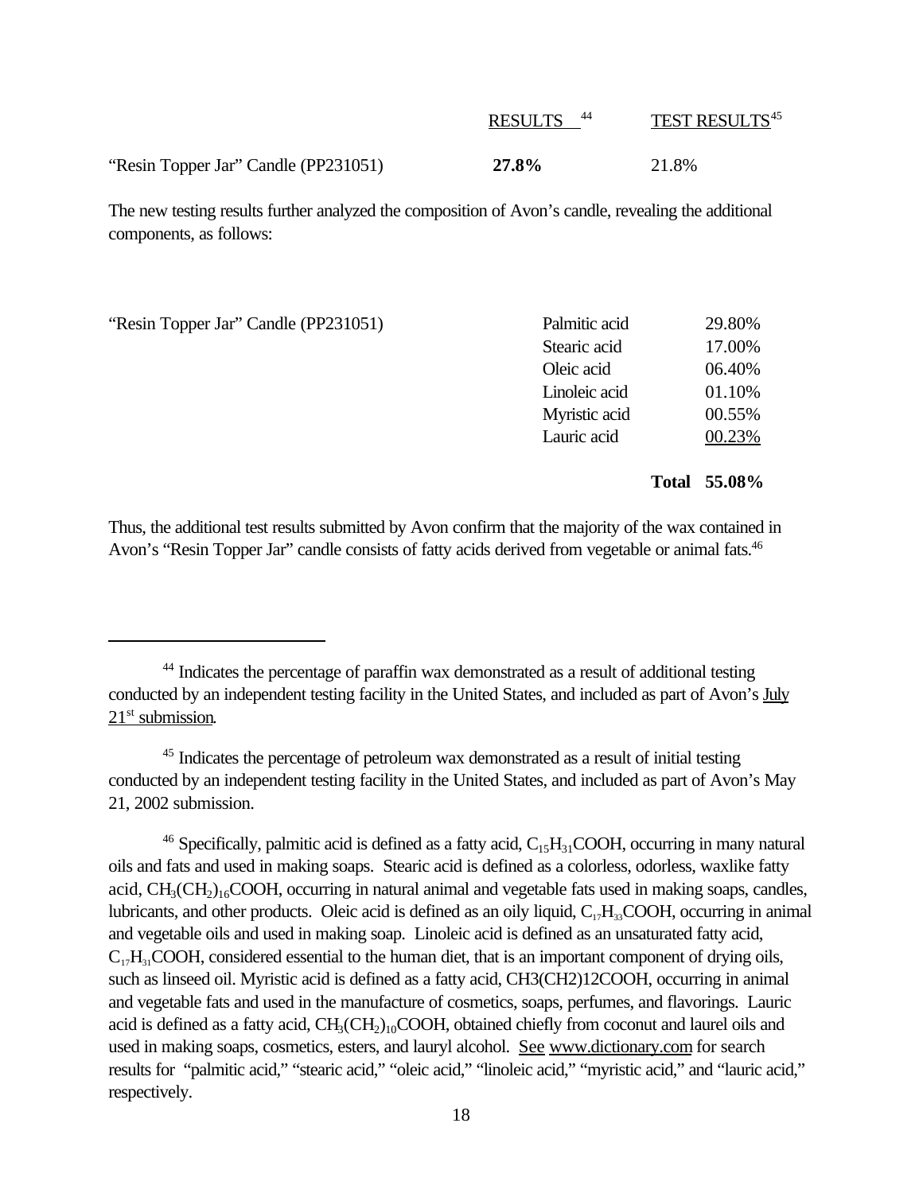| | RESULTS [44] | TEST RESULTS[45] |
|---|---|---|
| "Resin Topper Jar" Candle (PP231051) | **27.8%** | 21.8% |

The new testing results further analyzed the composition of Avon's candle, revealing the additional components, as follows:

| | | |
|---|---|---|
| "Resin Topper Jar" Candle (PP231051) | Palmitic acid | 29.80% |
| | Stearic acid | 17.00% |
| | Oleic acid | 06.40% |
| | Linoleic acid | 01.10% |
| | Myristic acid | 00.55% |
| | Lauric acid | 00.23% |
| | **Total** | **55.08%** |

Thus, the additional test results submitted by Avon confirm that the majority of the wax contained in Avon's "Resin Topper Jar" candle consists of fatty acids derived from vegetable or animal fats.[46]

---

[44] Indicates the percentage of paraffin wax demonstrated as a result of additional testing conducted by an independent testing facility in the United States, and included as part of Avon's July 21st submission.

[45] Indicates the percentage of petroleum wax demonstrated as a result of initial testing conducted by an independent testing facility in the United States, and included as part of Avon's May 21, 2002 submission.

[46] Specifically, palmitic acid is defined as a fatty acid, $C_{15}H_{31}COOH$, occurring in many natural oils and fats and used in making soaps. Stearic acid is defined as a colorless, odorless, waxlike fatty acid, $CH_3(CH_2)_{16}COOH$, occurring in natural animal and vegetable fats used in making soaps, candles, lubricants, and other products. Oleic acid is defined as an oily liquid, $C_{17}H_{33}COOH$, occurring in animal and vegetable oils and used in making soap. Linoleic acid is defined as an unsaturated fatty acid, $C_{17}H_{31}COOH$, considered essential to the human diet, that is an important component of drying oils, such as linseed oil. Myristic acid is defined as a fatty acid, CH3(CH2)12COOH, occurring in animal and vegetable fats and used in the manufacture of cosmetics, soaps, perfumes, and flavorings. Lauric acid is defined as a fatty acid, $CH_3(CH_2)_{10}COOH$, obtained chiefly from coconut and laurel oils and used in making soaps, cosmetics, esters, and lauryl alcohol. See www.dictionary.com for search results for "palmitic acid," "stearic acid," "oleic acid," "linoleic acid," "myristic acid," and "lauric acid," respectively.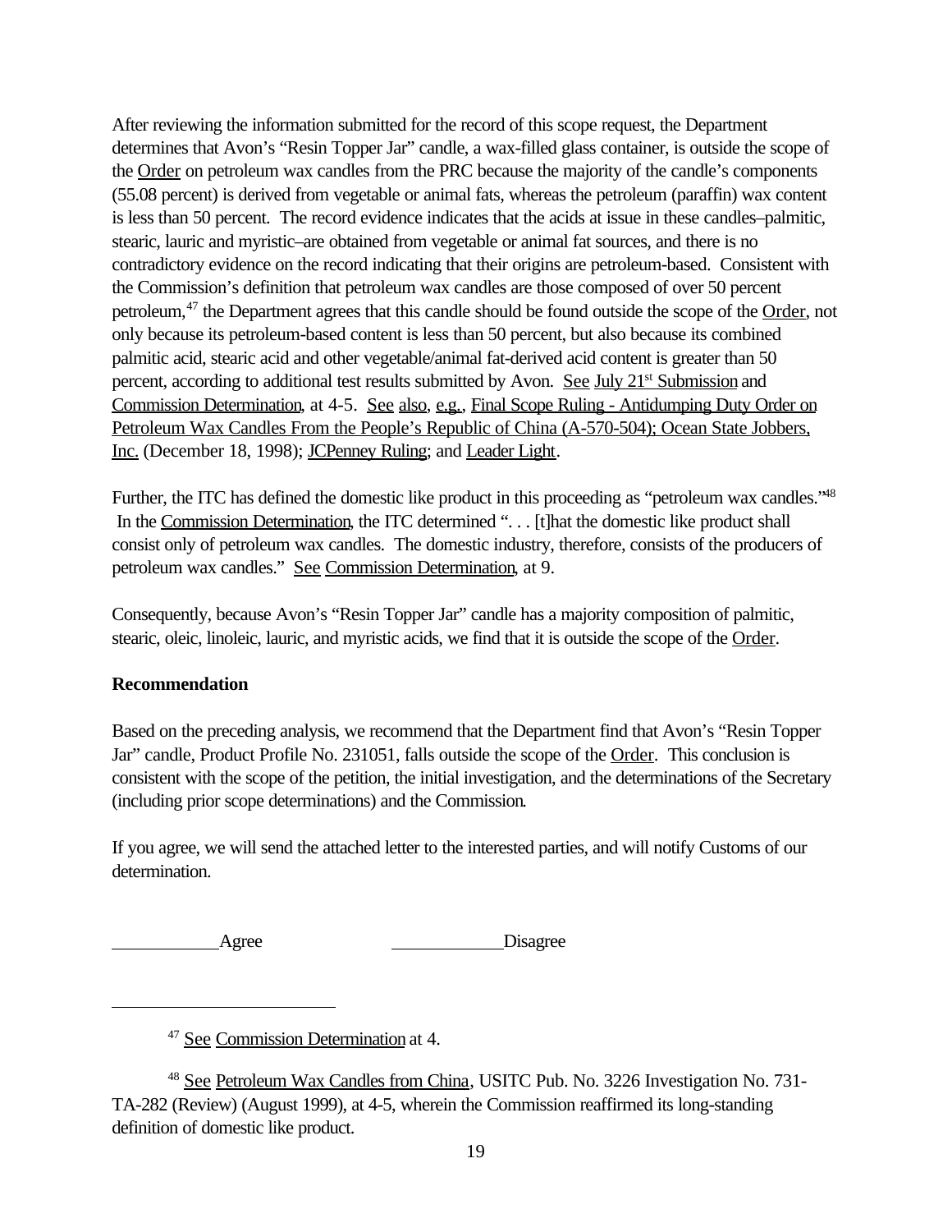After reviewing the information submitted for the record of this scope request, the Department determines that Avon's "Resin Topper Jar" candle, a wax-filled glass container, is outside the scope of the Order on petroleum wax candles from the PRC because the majority of the candle's components (55.08 percent) is derived from vegetable or animal fats, whereas the petroleum (paraffin) wax content is less than 50 percent. The record evidence indicates that the acids at issue in these candles–palmitic, stearic, lauric and myristic–are obtained from vegetable or animal fat sources, and there is no contradictory evidence on the record indicating that their origins are petroleum-based. Consistent with the Commission's definition that petroleum wax candles are those composed of over 50 percent petroleum,[47] the Department agrees that this candle should be found outside the scope of the Order, not only because its petroleum-based content is less than 50 percent, but also because its combined palmitic acid, stearic acid and other vegetable/animal fat-derived acid content is greater than 50 percent, according to additional test results submitted by Avon. See July 21st Submission and Commission Determination, at 4-5. See also, e.g., Final Scope Ruling - Antidumping Duty Order on Petroleum Wax Candles From the People's Republic of China (A-570-504); Ocean State Jobbers, Inc. (December 18, 1998); JCPenney Ruling; and Leader Light.

Further, the ITC has defined the domestic like product in this proceeding as "petroleum wax candles."[48] In the Commission Determination, the ITC determined ". . . [t]hat the domestic like product shall consist only of petroleum wax candles. The domestic industry, therefore, consists of the producers of petroleum wax candles." See Commission Determination, at 9.

Consequently, because Avon's "Resin Topper Jar" candle has a majority composition of palmitic, stearic, oleic, linoleic, lauric, and myristic acids, we find that it is outside the scope of the Order.

**Recommendation**

Based on the preceding analysis, we recommend that the Department find that Avon's "Resin Topper Jar" candle, Product Profile No. 231051, falls outside the scope of the Order. This conclusion is consistent with the scope of the petition, the initial investigation, and the determinations of the Secretary (including prior scope determinations) and the Commission.

If you agree, we will send the attached letter to the interested parties, and will notify Customs of our determination.

\_\_\_\_\_\_\_\_\_\_\_\_Agree \_\_\_\_\_\_\_\_\_\_\_\_Disagree

---

[47] See Commission Determination at 4.

[48] See Petroleum Wax Candles from China, USITC Pub. No. 3226 Investigation No. 731-TA-282 (Review) (August 1999), at 4-5, wherein the Commission reaffirmed its long-standing definition of domestic like product.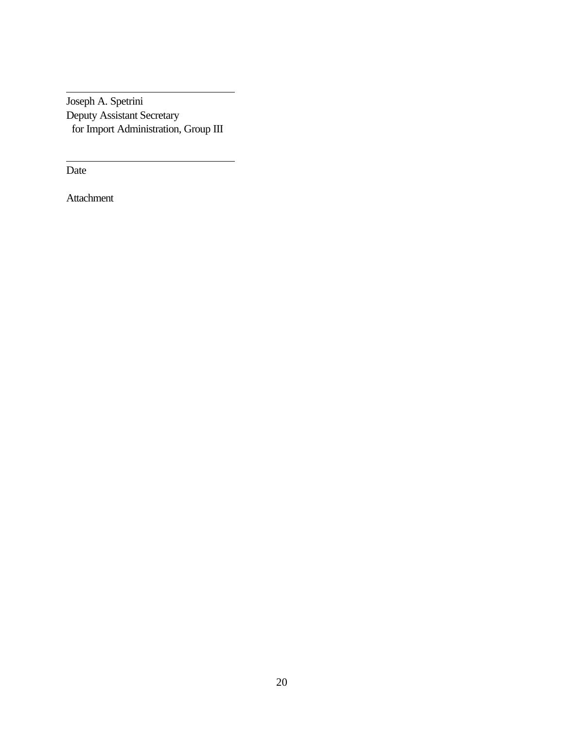\_\_\_\_\_\_\_\_\_\_\_\_\_\_\_\_\_\_\_\_\_\_\_\_\_\_\_\_\_\_\_\_

Joseph A. Spetrini
Deputy Assistant Secretary
for Import Administration, Group III

\_\_\_\_\_\_\_\_\_\_\_\_\_\_\_\_\_\_\_\_\_\_\_\_\_\_\_\_\_\_\_\_

Date

Attachment